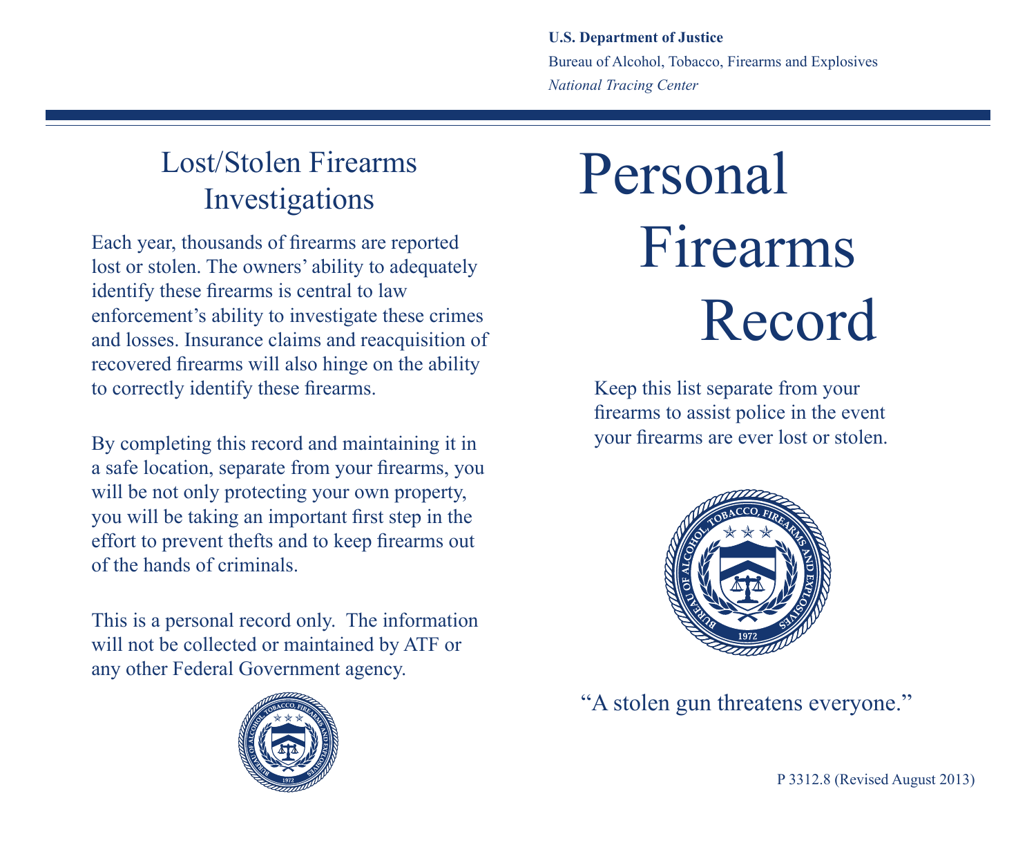**U.S. Department of Justice**

Bureau of Alcohol, Tobacco, Firearms and Explosives

*National Tracing Center*

## Lost/Stolen Firearms Investigations

Each year, thousands of firearms are reported lost or stolen. The owners' ability to adequately identify these firearms is central to law enforcement's ability to investigate these crimes and losses. Insurance claims and reacquisition of recovered firearms will also hinge on the ability to correctly identify these firearms.

By completing this record and maintaining it in a safe location, separate from your firearms, you will be not only protecting your own property, you will be taking an important first step in the effort to prevent thefts and to keep firearms out of the hands of criminals.

This is a personal record only. The information will not be collected or maintained by ATF or any other Federal Government agency.

# Personal Firearms Record

Keep this list separate from your firearms to assist police in the event your firearms are ever lost or stolen.

"A stolen gun threatens everyone."

P 3312.8 (Revised August 2013)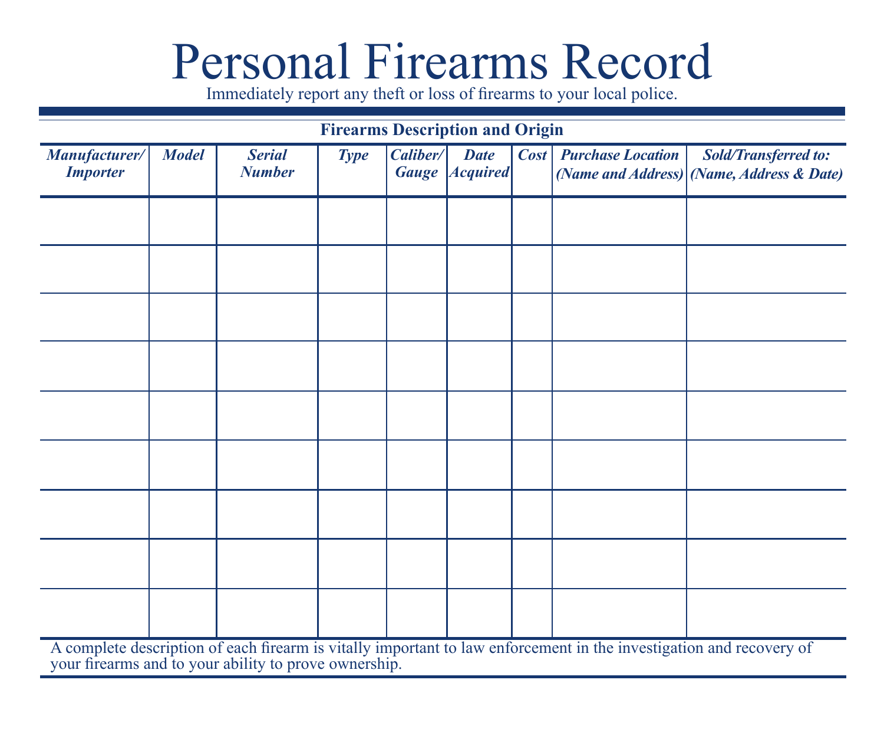# Personal Firearms Record

Immediately report any theft or loss of firearms to your local police.

**Firearms Description and Origin**

| *Manufacturer/ Importer* | *Model* | *Serial Number* | *Type* | *Caliber/ Gauge* | *Date Acquired* | *Cost* | *Purchase Location (Name and Address)* | *Sold/Transferred to: (Name, Address & Date)* |
|---|---|---|---|---|---|---|---|---|
| | | | | | | | | |
| | | | | | | | | |
| | | | | | | | | |
| | | | | | | | | |
| | | | | | | | | |
| | | | | | | | | |
| | | | | | | | | |
| | | | | | | | | |
| | | | | | | | | |

A complete description of each firearm is vitally important to law enforcement in the investigation and recovery of your firearms and to your ability to prove ownership.